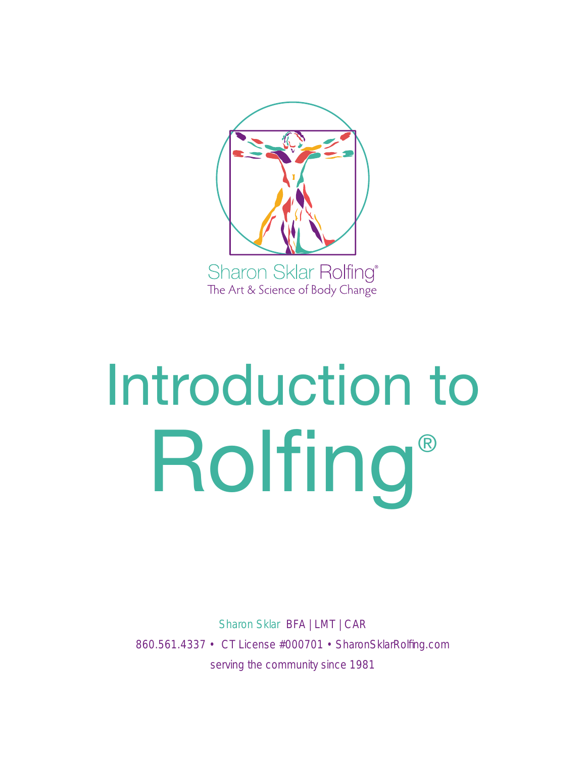Sharon Sklar Rolfing®

The Art & Science of Body Change

# Introduction to Rolfing®

Sharon Sklar BFA | LMT | CAR

860.561.4337 • CT License #000701 • SharonSklarRolfing.com

serving the community since 1981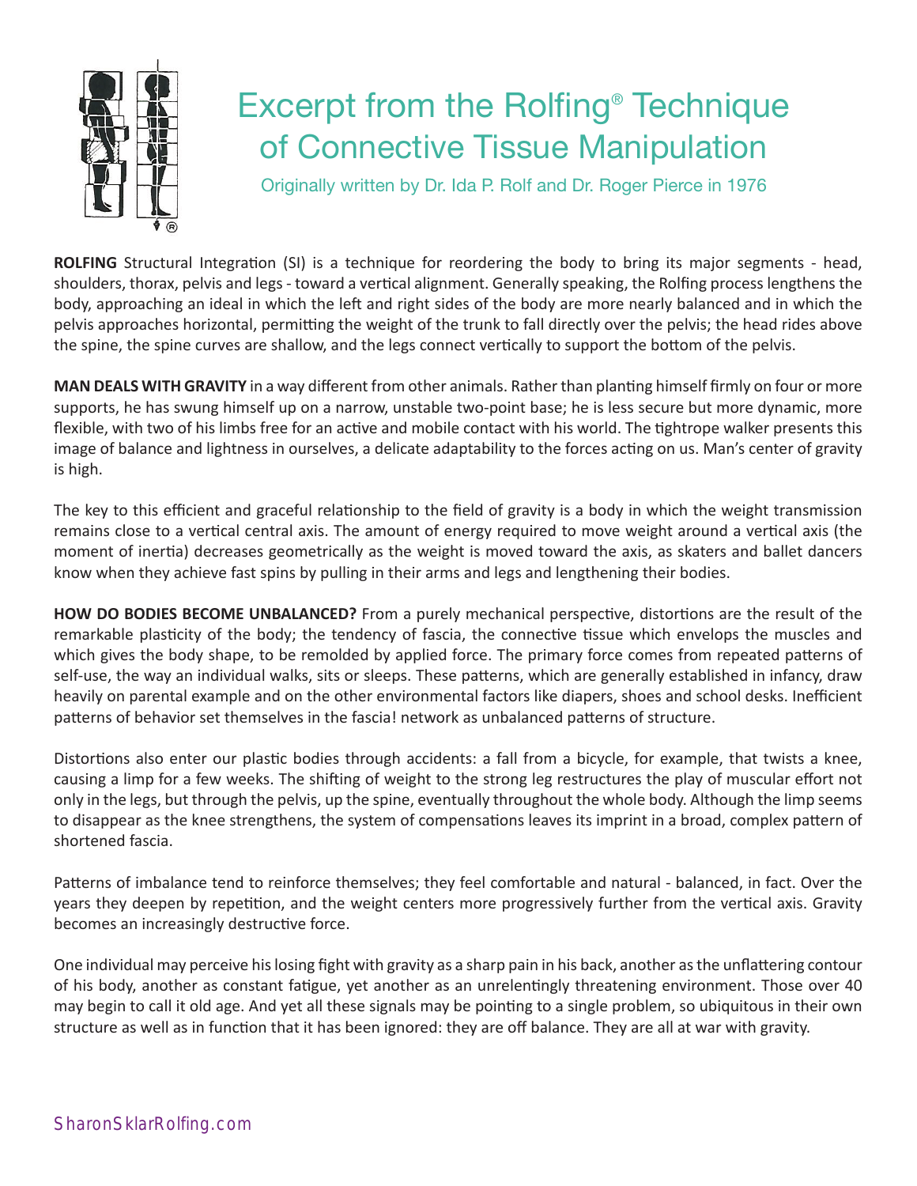# Excerpt from the Rolfing® Technique of Connective Tissue Manipulation

Originally written by Dr. Ida P. Rolf and Dr. Roger Pierce in 1976

**ROLFING** Structural Integration (SI) is a technique for reordering the body to bring its major segments - head, shoulders, thorax, pelvis and legs - toward a vertical alignment. Generally speaking, the Rolfing process lengthens the body, approaching an ideal in which the left and right sides of the body are more nearly balanced and in which the pelvis approaches horizontal, permitting the weight of the trunk to fall directly over the pelvis; the head rides above the spine, the spine curves are shallow, and the legs connect vertically to support the bottom of the pelvis.

**MAN DEALS WITH GRAVITY** in a way different from other animals. Rather than planting himself firmly on four or more supports, he has swung himself up on a narrow, unstable two-point base; he is less secure but more dynamic, more flexible, with two of his limbs free for an active and mobile contact with his world. The tightrope walker presents this image of balance and lightness in ourselves, a delicate adaptability to the forces acting on us. Man's center of gravity is high.

The key to this efficient and graceful relationship to the field of gravity is a body in which the weight transmission remains close to a vertical central axis. The amount of energy required to move weight around a vertical axis (the moment of inertia) decreases geometrically as the weight is moved toward the axis, as skaters and ballet dancers know when they achieve fast spins by pulling in their arms and legs and lengthening their bodies.

**HOW DO BODIES BECOME UNBALANCED?** From a purely mechanical perspective, distortions are the result of the remarkable plasticity of the body; the tendency of fascia, the connective tissue which envelops the muscles and which gives the body shape, to be remolded by applied force. The primary force comes from repeated patterns of self-use, the way an individual walks, sits or sleeps. These patterns, which are generally established in infancy, draw heavily on parental example and on the other environmental factors like diapers, shoes and school desks. Inefficient patterns of behavior set themselves in the fascia! network as unbalanced patterns of structure.

Distortions also enter our plastic bodies through accidents: a fall from a bicycle, for example, that twists a knee, causing a limp for a few weeks. The shifting of weight to the strong leg restructures the play of muscular effort not only in the legs, but through the pelvis, up the spine, eventually throughout the whole body. Although the limp seems to disappear as the knee strengthens, the system of compensations leaves its imprint in a broad, complex pattern of shortened fascia.

Patterns of imbalance tend to reinforce themselves; they feel comfortable and natural - balanced, in fact. Over the years they deepen by repetition, and the weight centers more progressively further from the vertical axis. Gravity becomes an increasingly destructive force.

One individual may perceive his losing fight with gravity as a sharp pain in his back, another as the unflattering contour of his body, another as constant fatigue, yet another as an unrelentingly threatening environment. Those over 40 may begin to call it old age. And yet all these signals may be pointing to a single problem, so ubiquitous in their own structure as well as in function that it has been ignored: they are off balance. They are all at war with gravity.

SharonSklarRolfing.com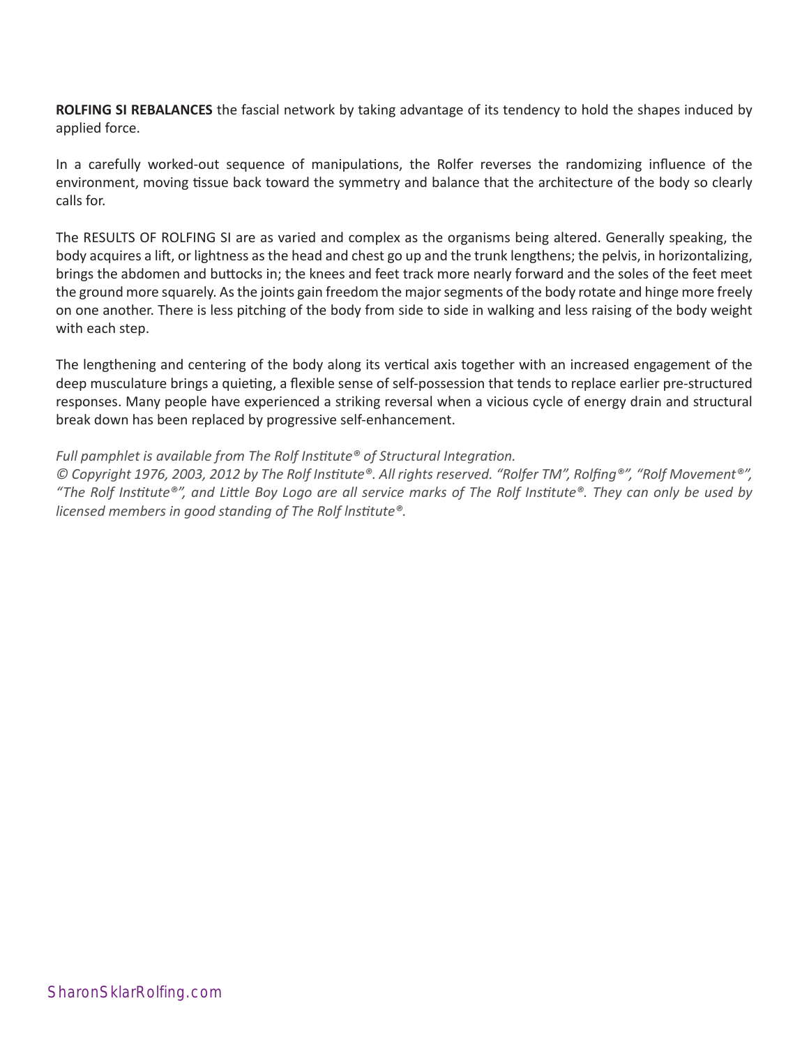**ROLFING SI REBALANCES** the fascial network by taking advantage of its tendency to hold the shapes induced by applied force.

In a carefully worked-out sequence of manipulations, the Rolfer reverses the randomizing influence of the environment, moving tissue back toward the symmetry and balance that the architecture of the body so clearly calls for.

The RESULTS OF ROLFING SI are as varied and complex as the organisms being altered. Generally speaking, the body acquires a lift, or lightness as the head and chest go up and the trunk lengthens; the pelvis, in horizontalizing, brings the abdomen and buttocks in; the knees and feet track more nearly forward and the soles of the feet meet the ground more squarely. As the joints gain freedom the major segments of the body rotate and hinge more freely on one another. There is less pitching of the body from side to side in walking and less raising of the body weight with each step.

The lengthening and centering of the body along its vertical axis together with an increased engagement of the deep musculature brings a quieting, a flexible sense of self-possession that tends to replace earlier pre-structured responses. Many people have experienced a striking reversal when a vicious cycle of energy drain and structural break down has been replaced by progressive self-enhancement.

*Full pamphlet is available from The Rolf Institute® of Structural Integration.*
*© Copyright 1976, 2003, 2012 by The Rolf Institute®. All rights reserved. "Rolfer TM", Rolfing®", "Rolf Movement®", "The Rolf Institute®", and Little Boy Logo are all service marks of The Rolf Institute®. They can only be used by licensed members in good standing of The Rolf lnstitute®.*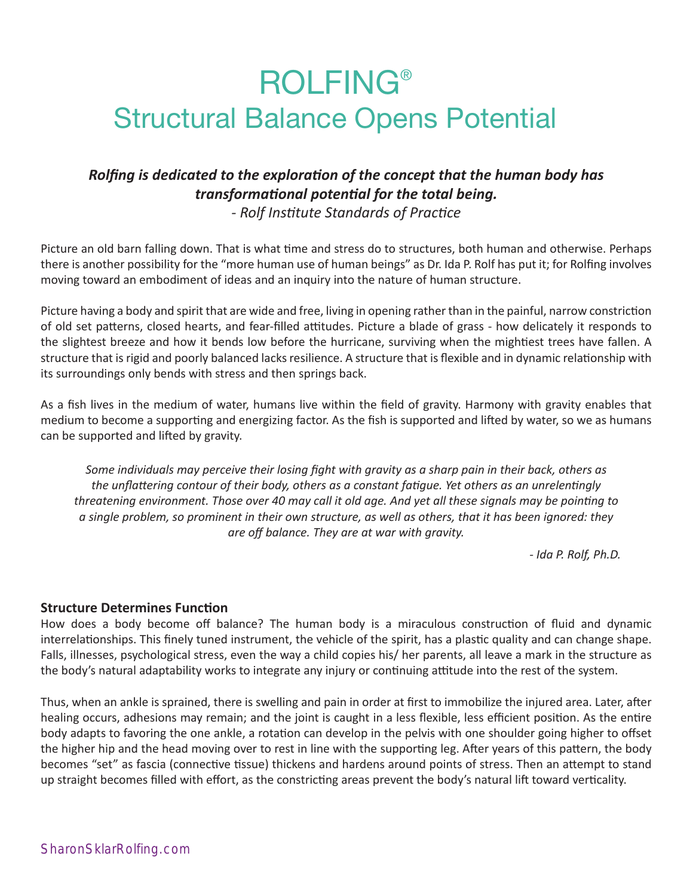# ROLFING®

## Structural Balance Opens Potential

***Rolfing is dedicated to the exploration of the concept that the human body has transformational potential for the total being.***
*- Rolf Institute Standards of Practice*

Picture an old barn falling down. That is what time and stress do to structures, both human and otherwise. Perhaps there is another possibility for the "more human use of human beings" as Dr. Ida P. Rolf has put it; for Rolfing involves moving toward an embodiment of ideas and an inquiry into the nature of human structure.

Picture having a body and spirit that are wide and free, living in opening rather than in the painful, narrow constriction of old set patterns, closed hearts, and fear-filled attitudes. Picture a blade of grass - how delicately it responds to the slightest breeze and how it bends low before the hurricane, surviving when the mightiest trees have fallen. A structure that is rigid and poorly balanced lacks resilience. A structure that is flexible and in dynamic relationship with its surroundings only bends with stress and then springs back.

As a fish lives in the medium of water, humans live within the field of gravity. Harmony with gravity enables that medium to become a supporting and energizing factor. As the fish is supported and lifted by water, so we as humans can be supported and lifted by gravity.

> *Some individuals may perceive their losing fight with gravity as a sharp pain in their back, others as the unflattering contour of their body, others as a constant fatigue. Yet others as an unrelentingly threatening environment. Those over 40 may call it old age. And yet all these signals may be pointing to a single problem, so prominent in their own structure, as well as others, that it has been ignored: they are off balance. They are at war with gravity.*
>
> *- Ida P. Rolf, Ph.D.*

**Structure Determines Function**

How does a body become off balance? The human body is a miraculous construction of fluid and dynamic interrelationships. This finely tuned instrument, the vehicle of the spirit, has a plastic quality and can change shape. Falls, illnesses, psychological stress, even the way a child copies his/ her parents, all leave a mark in the structure as the body's natural adaptability works to integrate any injury or continuing attitude into the rest of the system.

Thus, when an ankle is sprained, there is swelling and pain in order at first to immobilize the injured area. Later, after healing occurs, adhesions may remain; and the joint is caught in a less flexible, less efficient position. As the entire body adapts to favoring the one ankle, a rotation can develop in the pelvis with one shoulder going higher to offset the higher hip and the head moving over to rest in line with the supporting leg. After years of this pattern, the body becomes "set" as fascia (connective tissue) thickens and hardens around points of stress. Then an attempt to stand up straight becomes filled with effort, as the constricting areas prevent the body's natural lift toward verticality.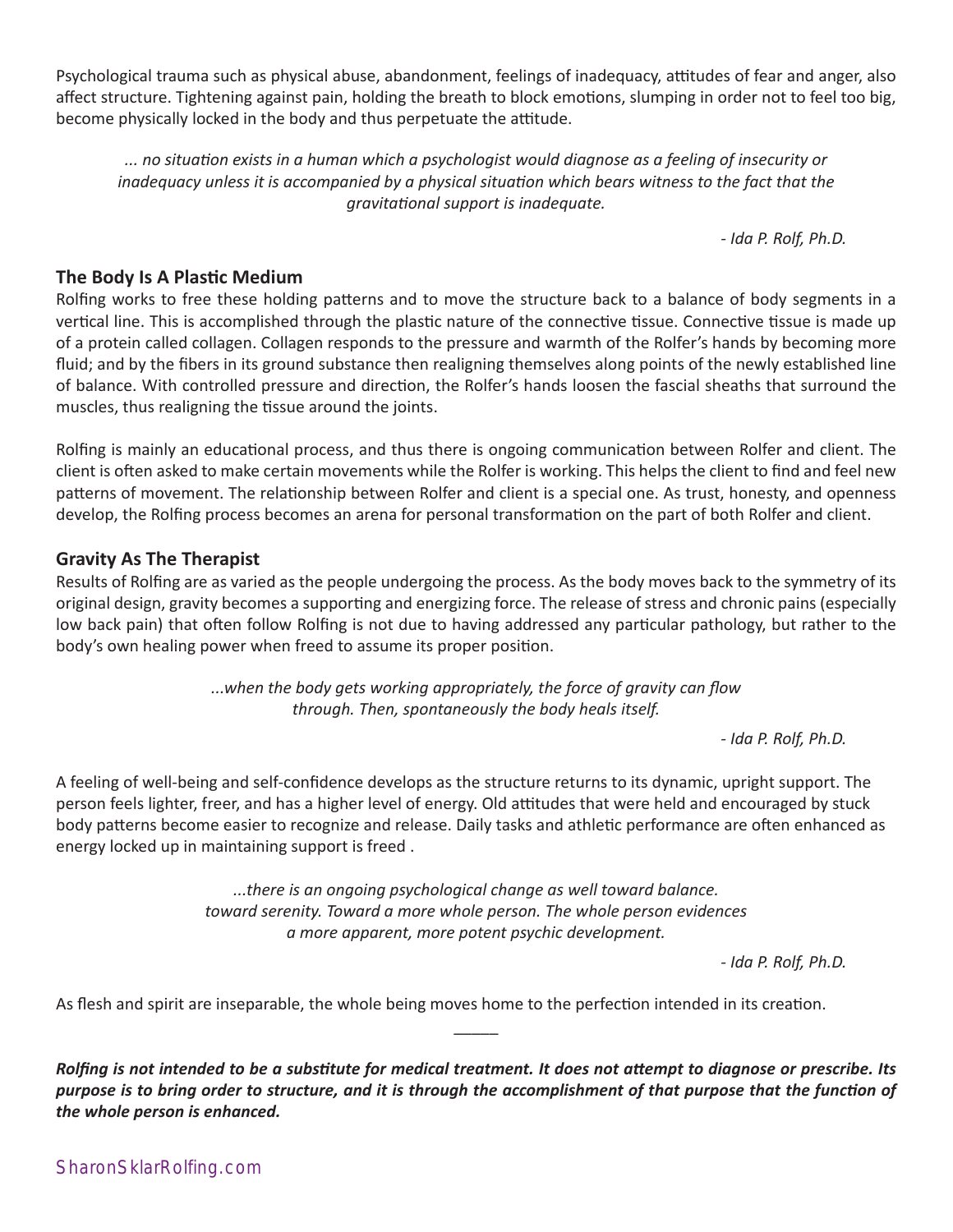Psychological trauma such as physical abuse, abandonment, feelings of inadequacy, attitudes of fear and anger, also affect structure. Tightening against pain, holding the breath to block emotions, slumping in order not to feel too big, become physically locked in the body and thus perpetuate the attitude.

> *... no situation exists in a human which a psychologist would diagnose as a feeling of insecurity or inadequacy unless it is accompanied by a physical situation which bears witness to the fact that the gravitational support is inadequate.*
>
> *- Ida P. Rolf, Ph.D.*

### The Body Is A Plastic Medium

Rolfing works to free these holding patterns and to move the structure back to a balance of body segments in a vertical line. This is accomplished through the plastic nature of the connective tissue. Connective tissue is made up of a protein called collagen. Collagen responds to the pressure and warmth of the Rolfer's hands by becoming more fluid; and by the fibers in its ground substance then realigning themselves along points of the newly established line of balance. With controlled pressure and direction, the Rolfer's hands loosen the fascial sheaths that surround the muscles, thus realigning the tissue around the joints.

Rolfing is mainly an educational process, and thus there is ongoing communication between Rolfer and client. The client is often asked to make certain movements while the Rolfer is working. This helps the client to find and feel new patterns of movement. The relationship between Rolfer and client is a special one. As trust, honesty, and openness develop, the Rolfing process becomes an arena for personal transformation on the part of both Rolfer and client.

### Gravity As The Therapist

Results of Rolfing are as varied as the people undergoing the process. As the body moves back to the symmetry of its original design, gravity becomes a supporting and energizing force. The release of stress and chronic pains (especially low back pain) that often follow Rolfing is not due to having addressed any particular pathology, but rather to the body's own healing power when freed to assume its proper position.

> *...when the body gets working appropriately, the force of gravity can flow through. Then, spontaneously the body heals itself.*
>
> *- Ida P. Rolf, Ph.D.*

A feeling of well-being and self-confidence develops as the structure returns to its dynamic, upright support. The person feels lighter, freer, and has a higher level of energy. Old attitudes that were held and encouraged by stuck body patterns become easier to recognize and release. Daily tasks and athletic performance are often enhanced as energy locked up in maintaining support is freed .

> *...there is an ongoing psychological change as well toward balance. toward serenity. Toward a more whole person. The whole person evidences a more apparent, more potent psychic development.*
>
> *- Ida P. Rolf, Ph.D.*

As flesh and spirit are inseparable, the whole being moves home to the perfection intended in its creation.

---

***Rolfing is not intended to be a substitute for medical treatment. It does not attempt to diagnose or prescribe. Its purpose is to bring order to structure, and it is through the accomplishment of that purpose that the function of the whole person is enhanced.***

SharonSklarRolfing.com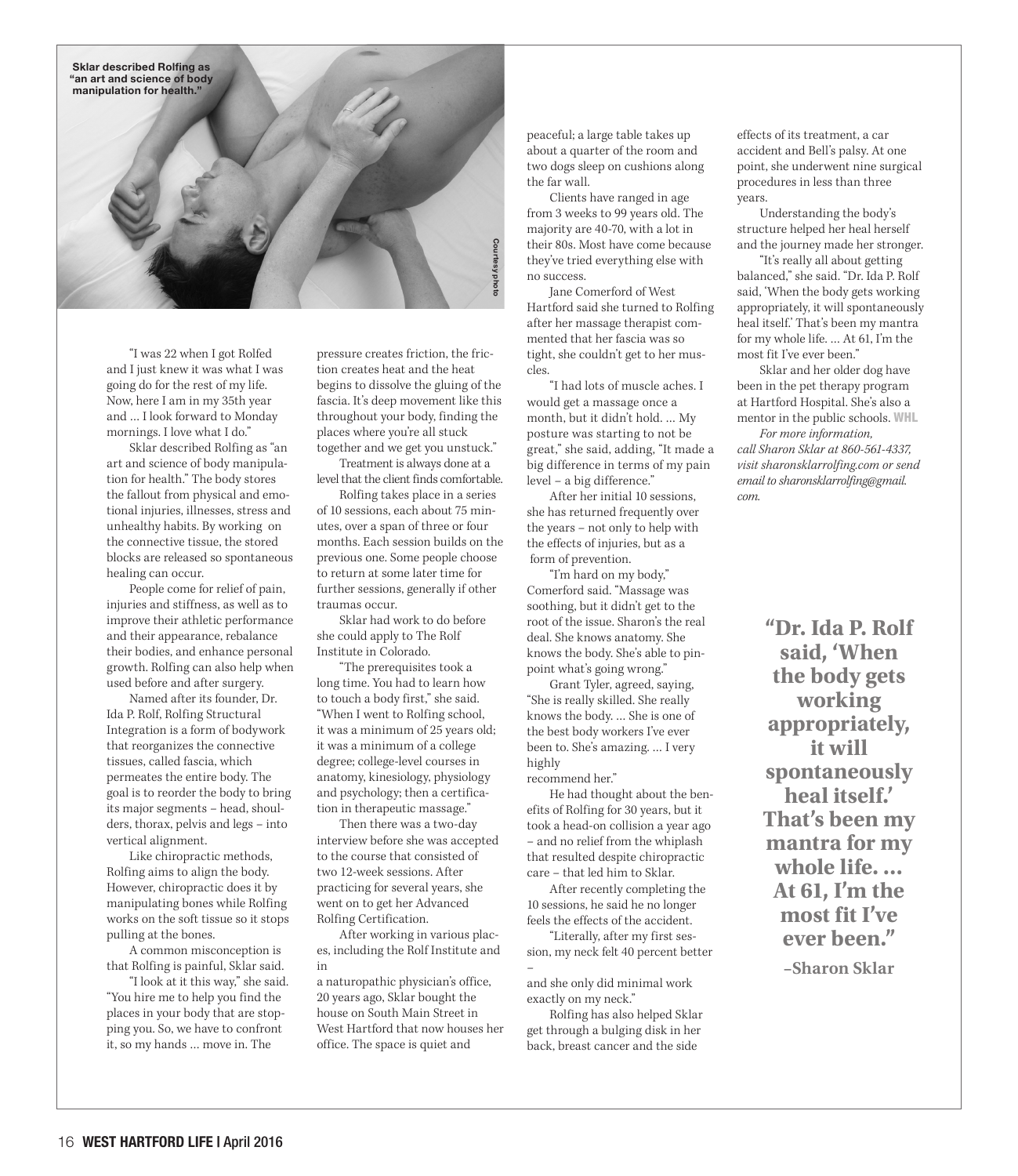Sklar described Rolfing as "an art and science of body manipulation for health."

Courtesy photo

"I was 22 when I got Rolfed and I just knew it was what I was going do for the rest of my life. Now, here I am in my 35th year and … I look forward to Monday mornings. I love what I do."

Sklar described Rolfing as "an art and science of body manipulation for health." The body stores the fallout from physical and emotional injuries, illnesses, stress and unhealthy habits. By working on the connective tissue, the stored blocks are released so spontaneous healing can occur.

People come for relief of pain, injuries and stiffness, as well as to improve their athletic performance and their appearance, rebalance their bodies, and enhance personal growth. Rolfing can also help when used before and after surgery.

Named after its founder, Dr. Ida P. Rolf, Rolfing Structural Integration is a form of bodywork that reorganizes the connective tissues, called fascia, which permeates the entire body. The goal is to reorder the body to bring its major segments – head, shoulders, thorax, pelvis and legs – into vertical alignment.

Like chiropractic methods, Rolfing aims to align the body. However, chiropractic does it by manipulating bones while Rolfing works on the soft tissue so it stops pulling at the bones.

A common misconception is that Rolfing is painful, Sklar said.

"I look at it this way," she said. "You hire me to help you find the places in your body that are stopping you. So, we have to confront it, so my hands … move in. The pressure creates friction, the friction creates heat and the heat begins to dissolve the gluing of the fascia. It's deep movement like this throughout your body, finding the places where you're all stuck together and we get you unstuck."

Treatment is always done at a level that the client finds comfortable.

Rolfing takes place in a series of 10 sessions, each about 75 minutes, over a span of three or four months. Each session builds on the previous one. Some people choose to return at some later time for further sessions, generally if other traumas occur.

Sklar had work to do before she could apply to The Rolf Institute in Colorado.

"The prerequisites took a long time. You had to learn how to touch a body first," she said. "When I went to Rolfing school, it was a minimum of 25 years old; it was a minimum of a college degree; college-level courses in anatomy, kinesiology, physiology and psychology; then a certification in therapeutic massage."

Then there was a two-day interview before she was accepted to the course that consisted of two 12-week sessions. After practicing for several years, she went on to get her Advanced Rolfing Certification.

After working in various places, including the Rolf Institute and in a naturopathic physician's office, 20 years ago, Sklar bought the house on South Main Street in West Hartford that now houses her office. The space is quiet and peaceful; a large table takes up about a quarter of the room and two dogs sleep on cushions along the far wall.

Clients have ranged in age from 3 weeks to 99 years old. The majority are 40-70, with a lot in their 80s. Most have come because they've tried everything else with no success.

Jane Comerford of West Hartford said she turned to Rolfing after her massage therapist commented that her fascia was so tight, she couldn't get to her muscles.

"I had lots of muscle aches. I would get a massage once a month, but it didn't hold. … My posture was starting to not be great," she said, adding, "It made a big difference in terms of my pain level – a big difference."

After her initial 10 sessions, she has returned frequently over the years – not only to help with the effects of injuries, but as a form of prevention.

"I'm hard on my body," Comerford said. "Massage was soothing, but it didn't get to the root of the issue. Sharon's the real deal. She knows anatomy. She knows the body. She's able to pinpoint what's going wrong."

Grant Tyler, agreed, saying, "She is really skilled. She really knows the body. … She is one of the best body workers I've ever been to. She's amazing. … I very highly recommend her."

He had thought about the benefits of Rolfing for 30 years, but it took a head-on collision a year ago – and no relief from the whiplash that resulted despite chiropractic care – that led him to Sklar.

After recently completing the 10 sessions, he said he no longer feels the effects of the accident.

"Literally, after my first session, my neck felt 40 percent better – and she only did minimal work exactly on my neck."

Rolfing has also helped Sklar get through a bulging disk in her back, breast cancer and the side effects of its treatment, a car accident and Bell's palsy. At one point, she underwent nine surgical procedures in less than three years.

Understanding the body's structure helped her heal herself and the journey made her stronger.

"It's really all about getting balanced," she said. "Dr. Ida P. Rolf said, 'When the body gets working appropriately, it will spontaneously heal itself.' That's been my mantra for my whole life. … At 61, I'm the most fit I've ever been."

Sklar and her older dog have been in the pet therapy program at Hartford Hospital. She's also a mentor in the public schools. WHL

*For more information, call Sharon Sklar at 860-561-4337, visit sharonsklarrolfing.com or send email to sharonsklarrolfing@gmail.com.*

> **"Dr. Ida P. Rolf said, 'When the body gets working appropriately, it will spontaneously heal itself.' That's been my mantra for my whole life. … At 61, I'm the most fit I've ever been."**
>
> **–Sharon Sklar**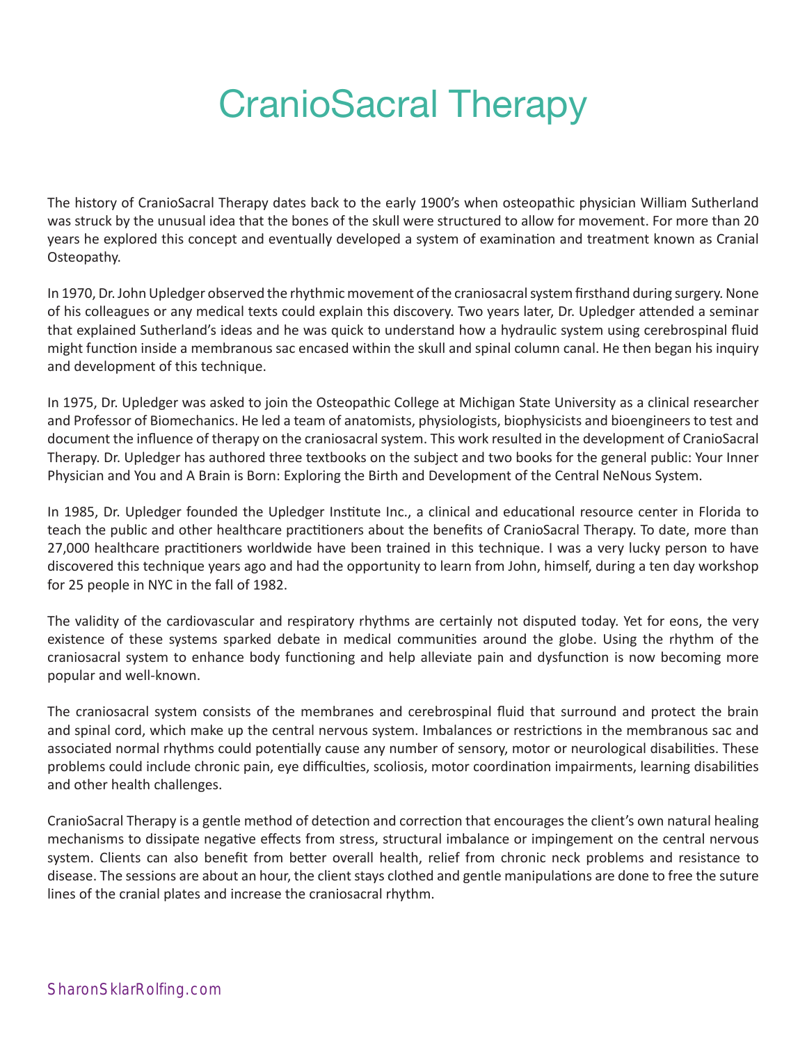# CranioSacral Therapy

The history of CranioSacral Therapy dates back to the early 1900's when osteopathic physician William Sutherland was struck by the unusual idea that the bones of the skull were structured to allow for movement. For more than 20 years he explored this concept and eventually developed a system of examination and treatment known as Cranial Osteopathy.

In 1970, Dr. John Upledger observed the rhythmic movement of the craniosacral system firsthand during surgery. None of his colleagues or any medical texts could explain this discovery. Two years later, Dr. Upledger attended a seminar that explained Sutherland's ideas and he was quick to understand how a hydraulic system using cerebrospinal fluid might function inside a membranous sac encased within the skull and spinal column canal. He then began his inquiry and development of this technique.

In 1975, Dr. Upledger was asked to join the Osteopathic College at Michigan State University as a clinical researcher and Professor of Biomechanics. He led a team of anatomists, physiologists, biophysicists and bioengineers to test and document the influence of therapy on the craniosacral system. This work resulted in the development of CranioSacral Therapy. Dr. Upledger has authored three textbooks on the subject and two books for the general public: Your Inner Physician and You and A Brain is Born: Exploring the Birth and Development of the Central NeNous System.

In 1985, Dr. Upledger founded the Upledger Institute Inc., a clinical and educational resource center in Florida to teach the public and other healthcare practitioners about the benefits of CranioSacral Therapy. To date, more than 27,000 healthcare practitioners worldwide have been trained in this technique. I was a very lucky person to have discovered this technique years ago and had the opportunity to learn from John, himself, during a ten day workshop for 25 people in NYC in the fall of 1982.

The validity of the cardiovascular and respiratory rhythms are certainly not disputed today. Yet for eons, the very existence of these systems sparked debate in medical communities around the globe. Using the rhythm of the craniosacral system to enhance body functioning and help alleviate pain and dysfunction is now becoming more popular and well-known.

The craniosacral system consists of the membranes and cerebrospinal fluid that surround and protect the brain and spinal cord, which make up the central nervous system. Imbalances or restrictions in the membranous sac and associated normal rhythms could potentially cause any number of sensory, motor or neurological disabilities. These problems could include chronic pain, eye difficulties, scoliosis, motor coordination impairments, learning disabilities and other health challenges.

CranioSacral Therapy is a gentle method of detection and correction that encourages the client's own natural healing mechanisms to dissipate negative effects from stress, structural imbalance or impingement on the central nervous system. Clients can also benefit from better overall health, relief from chronic neck problems and resistance to disease. The sessions are about an hour, the client stays clothed and gentle manipulations are done to free the suture lines of the cranial plates and increase the craniosacral rhythm.